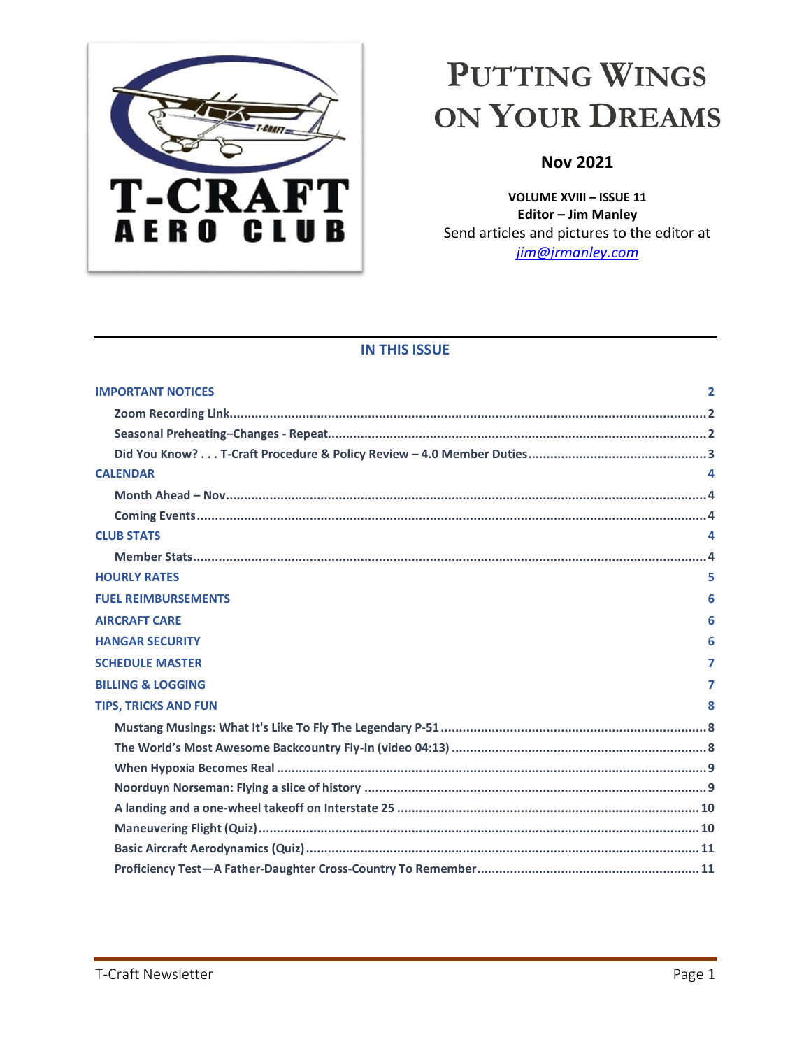# PUTTING WINGS ON YOUR DREAMS

**Nov 2021**

**VOLUME XVIII – ISSUE 11**
**Editor – Jim Manley**
Send articles and pictures to the editor at
*jim@jrmanley.com*

## IN THIS ISSUE

**IMPORTANT NOTICES** ..... 2
- Zoom Recording Link ..... 2
- Seasonal Preheating–Changes - Repeat ..... 2
- Did You Know? . . . T-Craft Procedure & Policy Review – 4.0 Member Duties ..... 3

**CALENDAR** ..... 4
- Month Ahead – Nov ..... 4
- Coming Events ..... 4

**CLUB STATS** ..... 4
- Member Stats ..... 4

**HOURLY RATES** ..... 5

**FUEL REIMBURSEMENTS** ..... 6

**AIRCRAFT CARE** ..... 6

**HANGAR SECURITY** ..... 6

**SCHEDULE MASTER** ..... 7

**BILLING & LOGGING** ..... 7

**TIPS, TRICKS AND FUN** ..... 8
- Mustang Musings: What It's Like To Fly The Legendary P-51 ..... 8
- The World's Most Awesome Backcountry Fly-In (video 04:13) ..... 8
- When Hypoxia Becomes Real ..... 9
- Noorduyn Norseman: Flying a slice of history ..... 9
- A landing and a one-wheel takeoff on Interstate 25 ..... 10
- Maneuvering Flight (Quiz) ..... 10
- Basic Aircraft Aerodynamics (Quiz) ..... 11
- Proficiency Test—A Father-Daughter Cross-Country To Remember ..... 11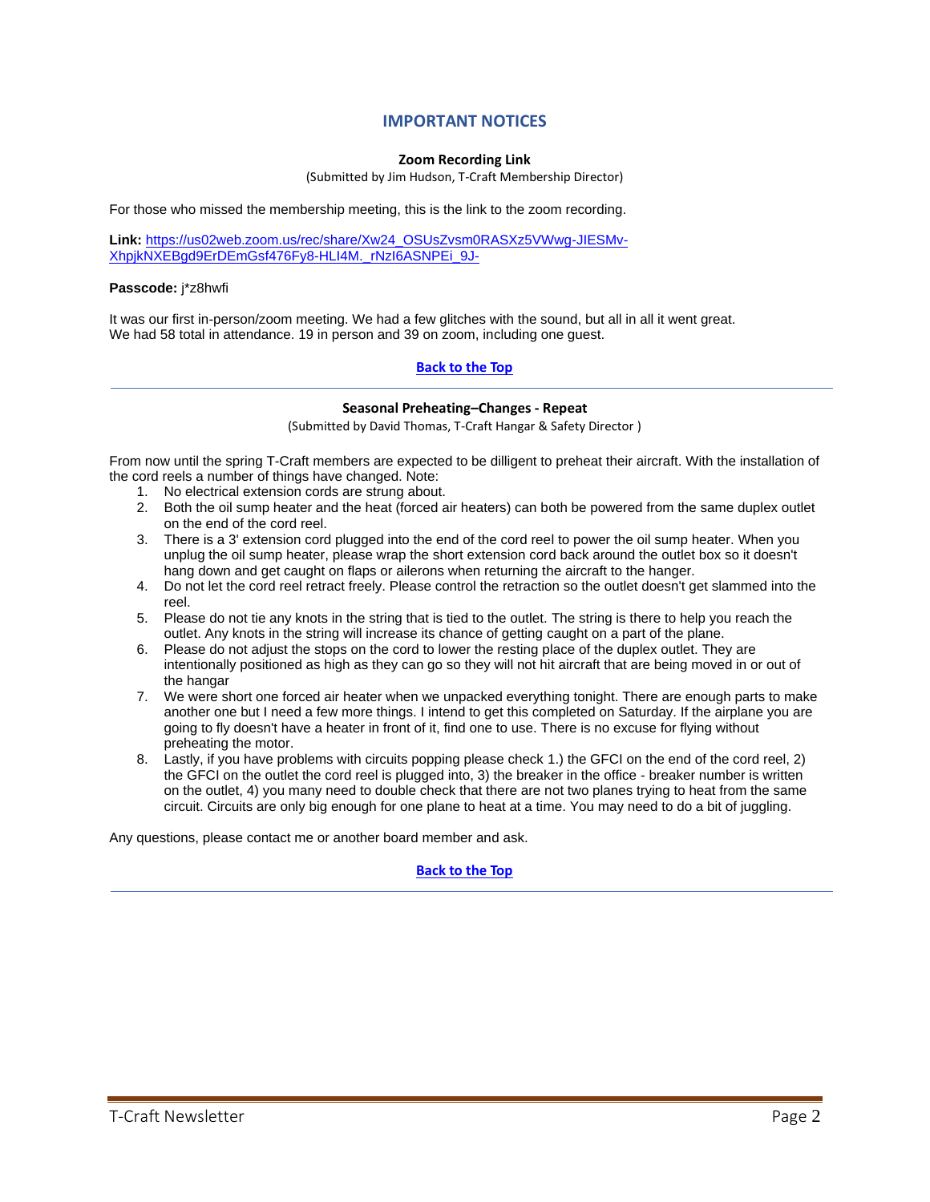# IMPORTANT NOTICES

### Zoom Recording Link

(Submitted by Jim Hudson, T-Craft Membership Director)

For those who missed the membership meeting, this is the link to the zoom recording.

**Link:** https://us02web.zoom.us/rec/share/Xw24_OSUsZvsm0RASXz5VWwg-JIESMv-XhpjkNXEBgd9ErDEmGsf476Fy8-HLI4M._rNzI6ASNPEi_9J-

**Passcode:** j*z8hwfi

It was our first in-person/zoom meeting. We had a few glitches with the sound, but all in all it went great. We had 58 total in attendance. 19 in person and 39 on zoom, including one guest.

**Back to the Top**

---

### Seasonal Preheating–Changes - Repeat

(Submitted by David Thomas, T-Craft Hangar & Safety Director )

From now until the spring T-Craft members are expected to be dilligent to preheat their aircraft. With the installation of the cord reels a number of things have changed. Note:

1. No electrical extension cords are strung about.
2. Both the oil sump heater and the heat (forced air heaters) can both be powered from the same duplex outlet on the end of the cord reel.
3. There is a 3' extension cord plugged into the end of the cord reel to power the oil sump heater. When you unplug the oil sump heater, please wrap the short extension cord back around the outlet box so it doesn't hang down and get caught on flaps or ailerons when returning the aircraft to the hanger.
4. Do not let the cord reel retract freely. Please control the retraction so the outlet doesn't get slammed into the reel.
5. Please do not tie any knots in the string that is tied to the outlet. The string is there to help you reach the outlet. Any knots in the string will increase its chance of getting caught on a part of the plane.
6. Please do not adjust the stops on the cord to lower the resting place of the duplex outlet. They are intentionally positioned as high as they can go so they will not hit aircraft that are being moved in or out of the hangar
7. We were short one forced air heater when we unpacked everything tonight. There are enough parts to make another one but I need a few more things. I intend to get this completed on Saturday. If the airplane you are going to fly doesn't have a heater in front of it, find one to use. There is no excuse for flying without preheating the motor.
8. Lastly, if you have problems with circuits popping please check 1.) the GFCI on the end of the cord reel, 2) the GFCI on the outlet the cord reel is plugged into, 3) the breaker in the office - breaker number is written on the outlet, 4) you many need to double check that there are not two planes trying to heat from the same circuit. Circuits are only big enough for one plane to heat at a time. You may need to do a bit of juggling.

Any questions, please contact me or another board member and ask.

**Back to the Top**

---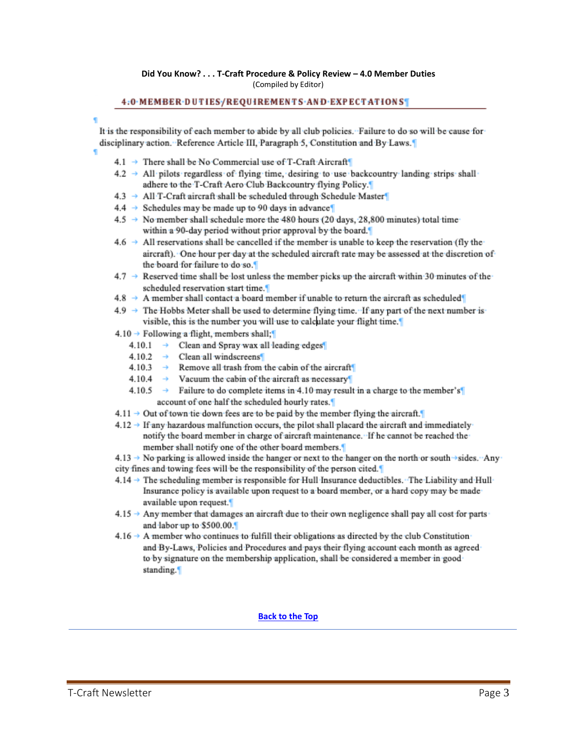**Did You Know? . . . T-Craft Procedure & Policy Review – 4.0 Member Duties**

(Compiled by Editor)

## 4.0 MEMBER DUTIES/REQUIREMENTS AND EXPECTATIONS

It is the responsibility of each member to abide by all club policies. Failure to do so will be cause for disciplinary action. Reference Article III, Paragraph 5, Constitution and By Laws.

- 4.1 There shall be No Commercial use of T-Craft Aircraft
- 4.2 All pilots regardless of flying time, desiring to use backcountry landing strips shall adhere to the T-Craft Aero Club Backcountry flying Policy.
- 4.3 All T-Craft aircraft shall be scheduled through Schedule Master
- 4.4 Schedules may be made up to 90 days in advance
- 4.5 No member shall schedule more the 480 hours (20 days, 28,800 minutes) total time within a 90-day period without prior approval by the board.
- 4.6 All reservations shall be cancelled if the member is unable to keep the reservation (fly the aircraft). One hour per day at the scheduled aircraft rate may be assessed at the discretion of the board for failure to do so.
- 4.7 Reserved time shall be lost unless the member picks up the aircraft within 30 minutes of the scheduled reservation start time.
- 4.8 A member shall contact a board member if unable to return the aircraft as scheduled
- 4.9 The Hobbs Meter shall be used to determine flying time. If any part of the next number is visible, this is the number you will use to calculate your flight time.
- 4.10 Following a flight, members shall;
  - 4.10.1 Clean and Spray wax all leading edges
  - 4.10.2 Clean all windscreens
  - 4.10.3 Remove all trash from the cabin of the aircraft
  - 4.10.4 Vacuum the cabin of the aircraft as necessary
  - 4.10.5 Failure to do complete items in 4.10 may result in a charge to the member's account of one half the scheduled hourly rates.
- 4.11 Out of town tie down fees are to be paid by the member flying the aircraft.
- 4.12 If any hazardous malfunction occurs, the pilot shall placard the aircraft and immediately notify the board member in charge of aircraft maintenance. If he cannot be reached the member shall notify one of the other board members.
- 4.13 No parking is allowed inside the hanger or next to the hanger on the north or south sides. Any city fines and towing fees will be the responsibility of the person cited.
- 4.14 The scheduling member is responsible for Hull Insurance deductibles. The Liability and Hull Insurance policy is available upon request to a board member, or a hard copy may be made available upon request.
- 4.15 Any member that damages an aircraft due to their own negligence shall pay all cost for parts and labor up to $500.00.
- 4.16 A member who continues to fulfill their obligations as directed by the club Constitution and By-Laws, Policies and Procedures and pays their flying account each month as agreed to by signature on the membership application, shall be considered a member in good standing.

**Back to the Top**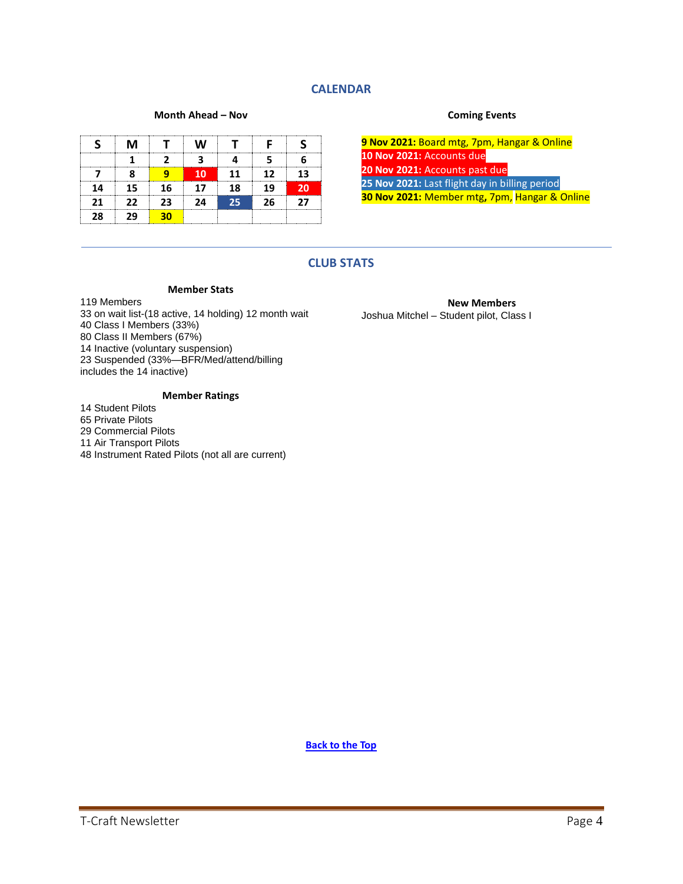## CALENDAR

**Month Ahead – Nov**

| S | M | T | W | T | F | S |
|---|---|---|---|---|---|---|
| | 1 | 2 | 3 | 4 | 5 | 6 |
| 7 | 8 | 9 | 10 | 11 | 12 | 13 |
| 14 | 15 | 16 | 17 | 18 | 19 | 20 |
| 21 | 22 | 23 | 24 | 25 | 26 | 27 |
| 28 | 29 | 30 | | | | |

**Coming Events**

**9 Nov 2021:** Board mtg, 7pm, Hangar & Online
**10 Nov 2021:** Accounts due
**20 Nov 2021:** Accounts past due
**25 Nov 2021:** Last flight day in billing period
**30 Nov 2021:** Member mtg, 7pm, Hangar & Online

---

## CLUB STATS

**Member Stats**

119 Members
33 on wait list-(18 active, 14 holding) 12 month wait
40 Class I Members (33%)
80 Class II Members (67%)
14 Inactive (voluntary suspension)
23 Suspended (33%—BFR/Med/attend/billing includes the 14 inactive)

**Member Ratings**

14 Student Pilots
65 Private Pilots
29 Commercial Pilots
11 Air Transport Pilots
48 Instrument Rated Pilots (not all are current)

**New Members**

Joshua Mitchel – Student pilot, Class I

[Back to the Top]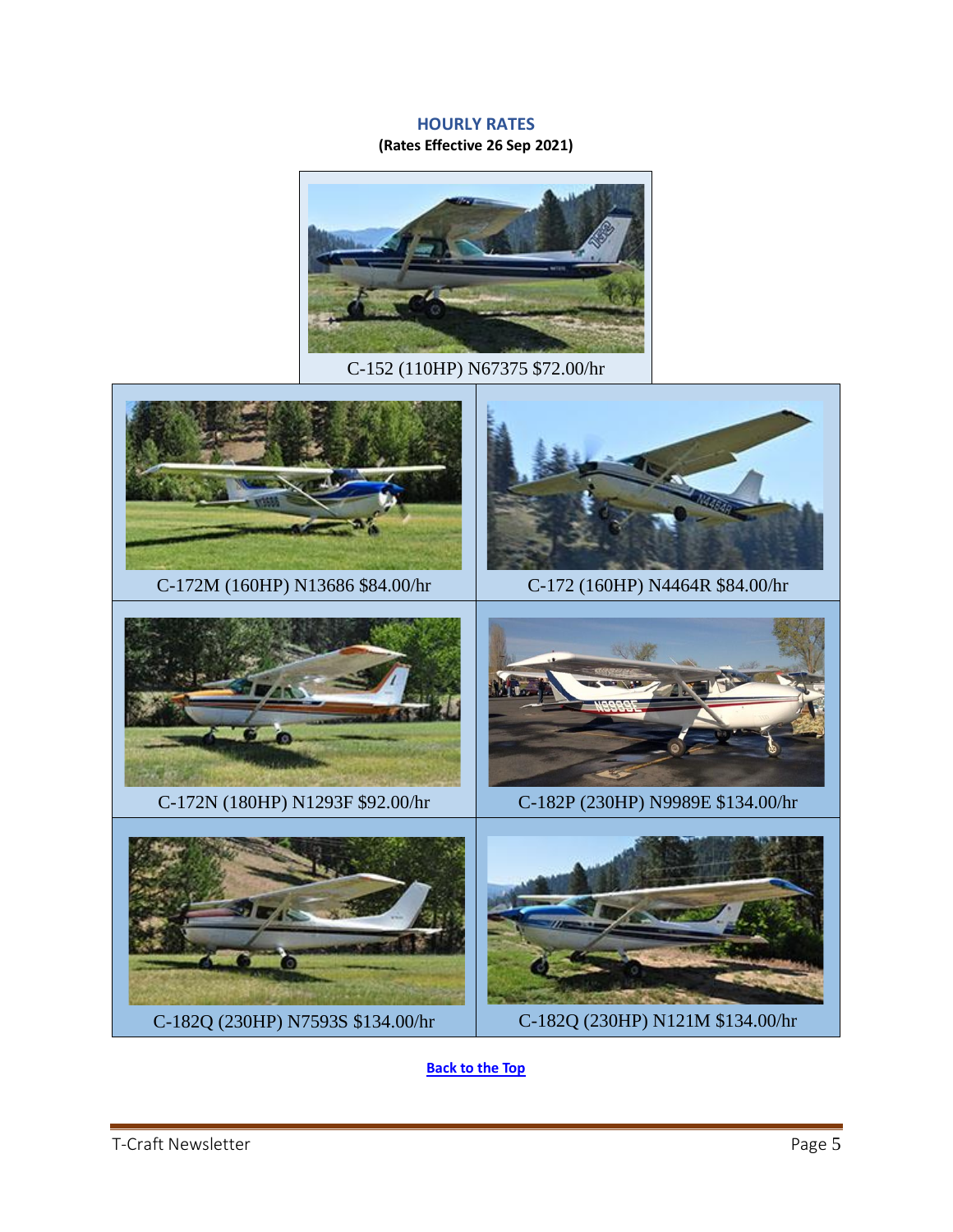## HOURLY RATES

**(Rates Effective 26 Sep 2021)**

C-152 (110HP) N67375 $72.00/hr

C-172M (160HP) N13686 $84.00/hr

C-172 (160HP) N4464R $84.00/hr

C-172N (180HP) N1293F $92.00/hr

C-182P (230HP) N9989E $134.00/hr

C-182Q (230HP) N7593S $134.00/hr

C-182Q (230HP) N121M $134.00/hr

**Back to the Top**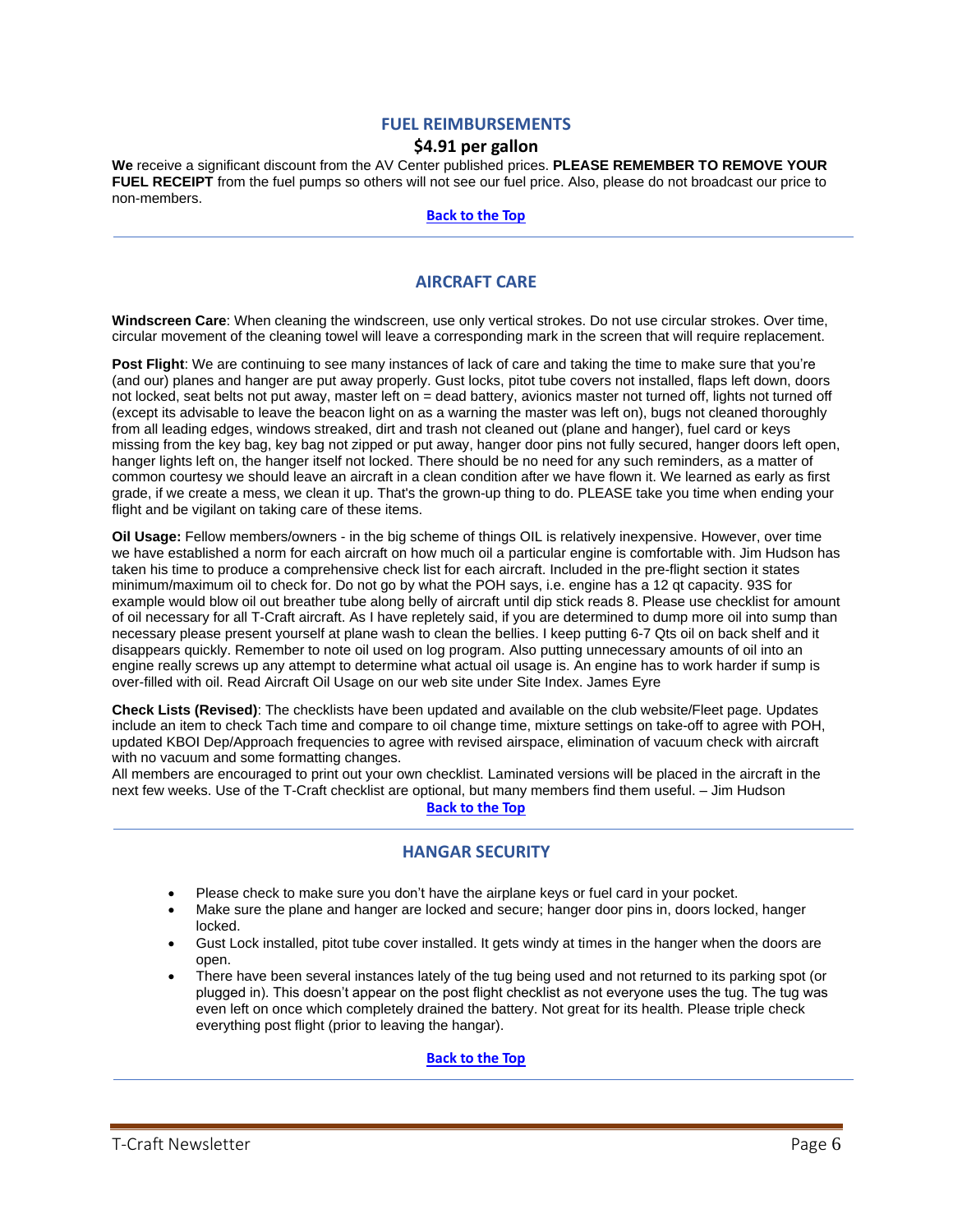## FUEL REIMBURSEMENTS

### $4.91 per gallon

**We** receive a significant discount from the AV Center published prices. **PLEASE REMEMBER TO REMOVE YOUR FUEL RECEIPT** from the fuel pumps so others will not see our fuel price. Also, please do not broadcast our price to non-members.

[Back to the Top]

---

## AIRCRAFT CARE

**Windscreen Care**: When cleaning the windscreen, use only vertical strokes. Do not use circular strokes. Over time, circular movement of the cleaning towel will leave a corresponding mark in the screen that will require replacement.

**Post Flight**: We are continuing to see many instances of lack of care and taking the time to make sure that you're (and our) planes and hanger are put away properly. Gust locks, pitot tube covers not installed, flaps left down, doors not locked, seat belts not put away, master left on = dead battery, avionics master not turned off, lights not turned off (except its advisable to leave the beacon light on as a warning the master was left on), bugs not cleaned thoroughly from all leading edges, windows streaked, dirt and trash not cleaned out (plane and hanger), fuel card or keys missing from the key bag, key bag not zipped or put away, hanger door pins not fully secured, hanger doors left open, hanger lights left on, the hanger itself not locked. There should be no need for any such reminders, as a matter of common courtesy we should leave an aircraft in a clean condition after we have flown it. We learned as early as first grade, if we create a mess, we clean it up. That's the grown-up thing to do. PLEASE take you time when ending your flight and be vigilant on taking care of these items.

**Oil Usage:** Fellow members/owners - in the big scheme of things OIL is relatively inexpensive. However, over time we have established a norm for each aircraft on how much oil a particular engine is comfortable with. Jim Hudson has taken his time to produce a comprehensive check list for each aircraft. Included in the pre-flight section it states minimum/maximum oil to check for. Do not go by what the POH says, i.e. engine has a 12 qt capacity. 93S for example would blow oil out breather tube along belly of aircraft until dip stick reads 8. Please use checklist for amount of oil necessary for all T-Craft aircraft. As I have repletely said, if you are determined to dump more oil into sump than necessary please present yourself at plane wash to clean the bellies. I keep putting 6-7 Qts oil on back shelf and it disappears quickly. Remember to note oil used on log program. Also putting unnecessary amounts of oil into an engine really screws up any attempt to determine what actual oil usage is. An engine has to work harder if sump is over-filled with oil. Read Aircraft Oil Usage on our web site under Site Index. James Eyre

**Check Lists (Revised)**: The checklists have been updated and available on the club website/Fleet page. Updates include an item to check Tach time and compare to oil change time, mixture settings on take-off to agree with POH, updated KBOI Dep/Approach frequencies to agree with revised airspace, elimination of vacuum check with aircraft with no vacuum and some formatting changes.
All members are encouraged to print out your own checklist. Laminated versions will be placed in the aircraft in the next few weeks. Use of the T-Craft checklist are optional, but many members find them useful. – Jim Hudson

[Back to the Top]

---

## HANGAR SECURITY

- Please check to make sure you don't have the airplane keys or fuel card in your pocket.
- Make sure the plane and hanger are locked and secure; hanger door pins in, doors locked, hanger locked.
- Gust Lock installed, pitot tube cover installed. It gets windy at times in the hanger when the doors are open.
- There have been several instances lately of the tug being used and not returned to its parking spot (or plugged in). This doesn't appear on the post flight checklist as not everyone uses the tug. The tug was even left on once which completely drained the battery. Not great for its health. Please triple check everything post flight (prior to leaving the hangar).

[Back to the Top]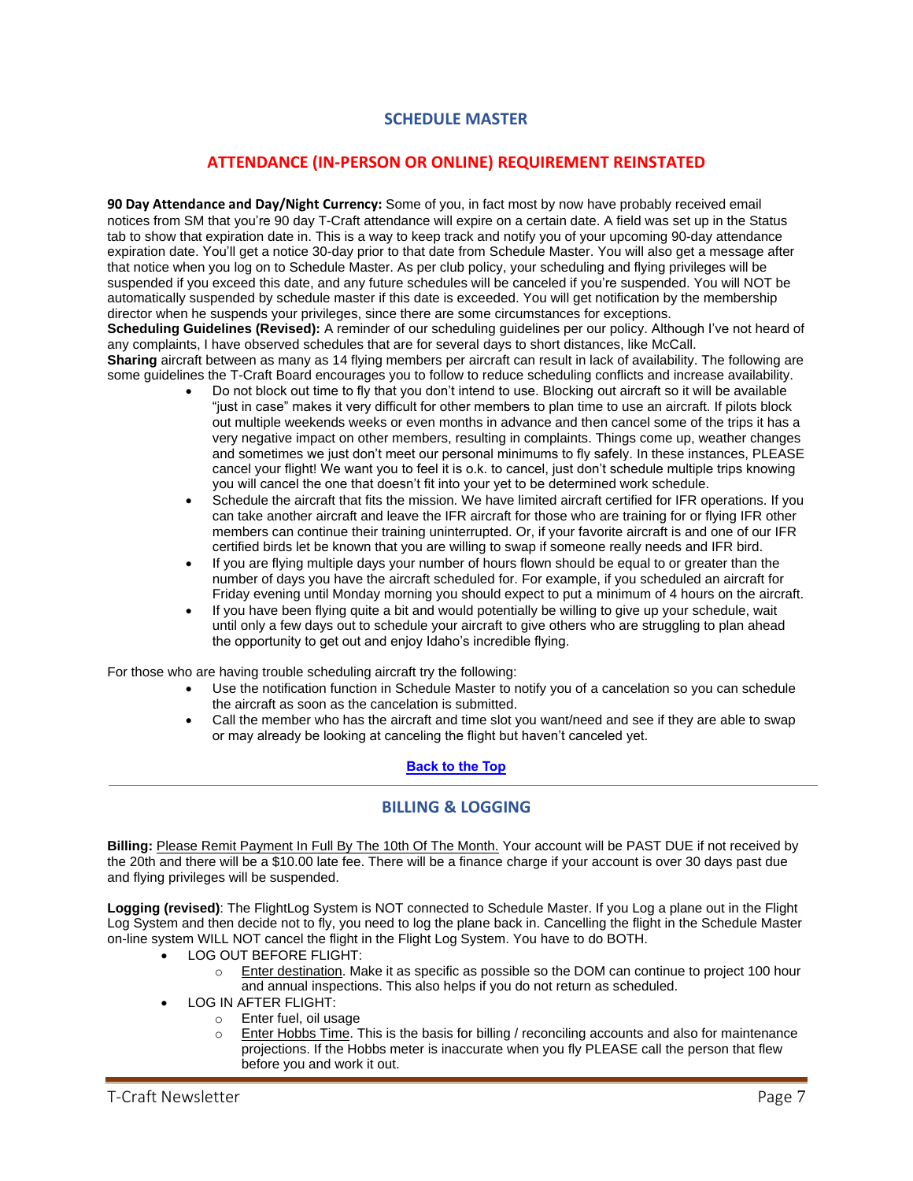## SCHEDULE MASTER

### ATTENDANCE (IN-PERSON OR ONLINE) REQUIREMENT REINSTATED

**90 Day Attendance and Day/Night Currency:** Some of you, in fact most by now have probably received email notices from SM that you're 90 day T-Craft attendance will expire on a certain date. A field was set up in the Status tab to show that expiration date in. This is a way to keep track and notify you of your upcoming 90-day attendance expiration date. You'll get a notice 30-day prior to that date from Schedule Master. You will also get a message after that notice when you log on to Schedule Master. As per club policy, your scheduling and flying privileges will be suspended if you exceed this date, and any future schedules will be canceled if you're suspended. You will NOT be automatically suspended by schedule master if this date is exceeded. You will get notification by the membership director when he suspends your privileges, since there are some circumstances for exceptions.

**Scheduling Guidelines (Revised):** A reminder of our scheduling guidelines per our policy. Although I've not heard of any complaints, I have observed schedules that are for several days to short distances, like McCall.

**Sharing** aircraft between as many as 14 flying members per aircraft can result in lack of availability. The following are some guidelines the T-Craft Board encourages you to follow to reduce scheduling conflicts and increase availability.

- Do not block out time to fly that you don't intend to use. Blocking out aircraft so it will be available "just in case" makes it very difficult for other members to plan time to use an aircraft. If pilots block out multiple weekends weeks or even months in advance and then cancel some of the trips it has a very negative impact on other members, resulting in complaints. Things come up, weather changes and sometimes we just don't meet our personal minimums to fly safely. In these instances, PLEASE cancel your flight! We want you to feel it is o.k. to cancel, just don't schedule multiple trips knowing you will cancel the one that doesn't fit into your yet to be determined work schedule.
- Schedule the aircraft that fits the mission. We have limited aircraft certified for IFR operations. If you can take another aircraft and leave the IFR aircraft for those who are training for or flying IFR other members can continue their training uninterrupted. Or, if your favorite aircraft is and one of our IFR certified birds let be known that you are willing to swap if someone really needs and IFR bird.
- If you are flying multiple days your number of hours flown should be equal to or greater than the number of days you have the aircraft scheduled for. For example, if you scheduled an aircraft for Friday evening until Monday morning you should expect to put a minimum of 4 hours on the aircraft.
- If you have been flying quite a bit and would potentially be willing to give up your schedule, wait until only a few days out to schedule your aircraft to give others who are struggling to plan ahead the opportunity to get out and enjoy Idaho's incredible flying.

For those who are having trouble scheduling aircraft try the following:

- Use the notification function in Schedule Master to notify you of a cancelation so you can schedule the aircraft as soon as the cancelation is submitted.
- Call the member who has the aircraft and time slot you want/need and see if they are able to swap or may already be looking at canceling the flight but haven't canceled yet.

**Back to the Top**

---

## BILLING & LOGGING

**Billing:** Please Remit Payment In Full By The 10th Of The Month. Your account will be PAST DUE if not received by the 20th and there will be a $10.00 late fee. There will be a finance charge if your account is over 30 days past due and flying privileges will be suspended.

**Logging (revised)**: The FlightLog System is NOT connected to Schedule Master. If you Log a plane out in the Flight Log System and then decide not to fly, you need to log the plane back in. Cancelling the flight in the Schedule Master on-line system WILL NOT cancel the flight in the Flight Log System. You have to do BOTH.

- LOG OUT BEFORE FLIGHT:
  - Enter destination. Make it as specific as possible so the DOM can continue to project 100 hour and annual inspections. This also helps if you do not return as scheduled.
- LOG IN AFTER FLIGHT:
  - Enter fuel, oil usage
  - Enter Hobbs Time. This is the basis for billing / reconciling accounts and also for maintenance projections. If the Hobbs meter is inaccurate when you fly PLEASE call the person that flew before you and work it out.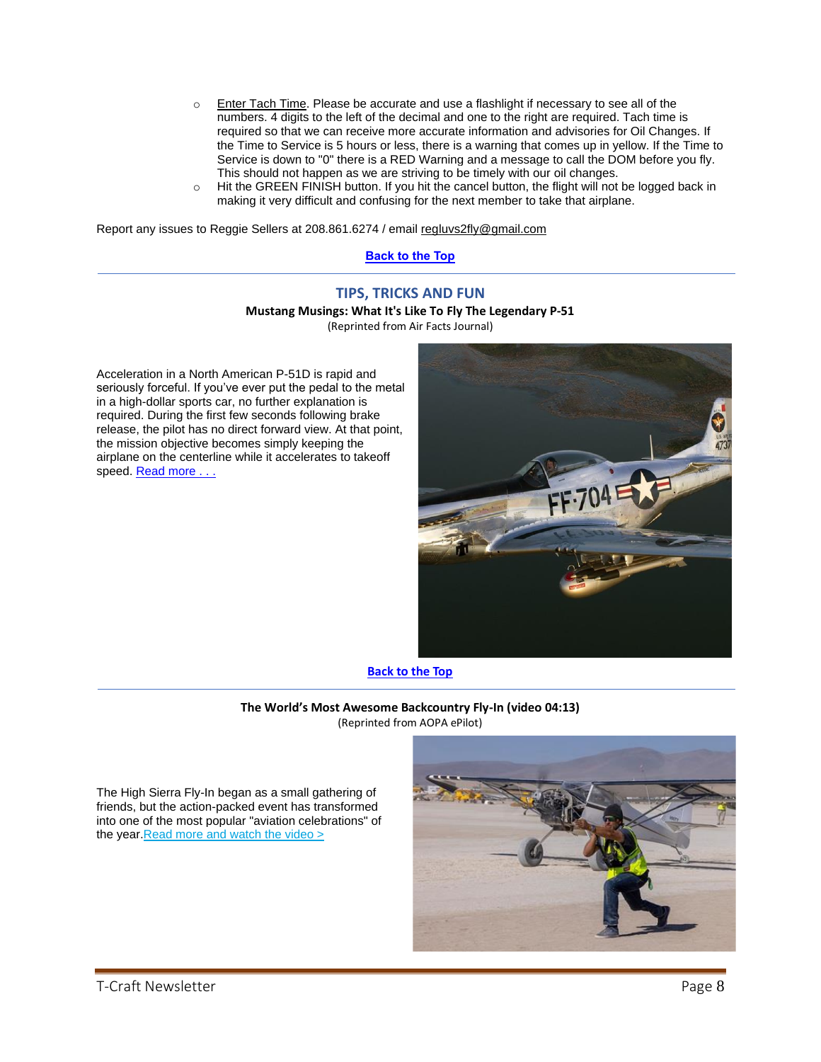- Enter Tach Time. Please be accurate and use a flashlight if necessary to see all of the numbers. 4 digits to the left of the decimal and one to the right are required. Tach time is required so that we can receive more accurate information and advisories for Oil Changes. If the Time to Service is 5 hours or less, there is a warning that comes up in yellow. If the Time to Service is down to "0" there is a RED Warning and a message to call the DOM before you fly. This should not happen as we are striving to be timely with our oil changes.
- Hit the GREEN FINISH button. If you hit the cancel button, the flight will not be logged back in making it very difficult and confusing for the next member to take that airplane.

Report any issues to Reggie Sellers at 208.861.6274 / email regluvs2fly@gmail.com

**Back to the Top**

## TIPS, TRICKS AND FUN

### Mustang Musings: What It's Like To Fly The Legendary P-51

(Reprinted from Air Facts Journal)

Acceleration in a North American P-51D is rapid and seriously forceful. If you've ever put the pedal to the metal in a high-dollar sports car, no further explanation is required. During the first few seconds following brake release, the pilot has no direct forward view. At that point, the mission objective becomes simply keeping the airplane on the centerline while it accelerates to takeoff speed. Read more . . .

**Back to the Top**

### The World's Most Awesome Backcountry Fly-In (video 04:13)

(Reprinted from AOPA ePilot)

The High Sierra Fly-In began as a small gathering of friends, but the action-packed event has transformed into one of the most popular "aviation celebrations" of the year. Read more and watch the video >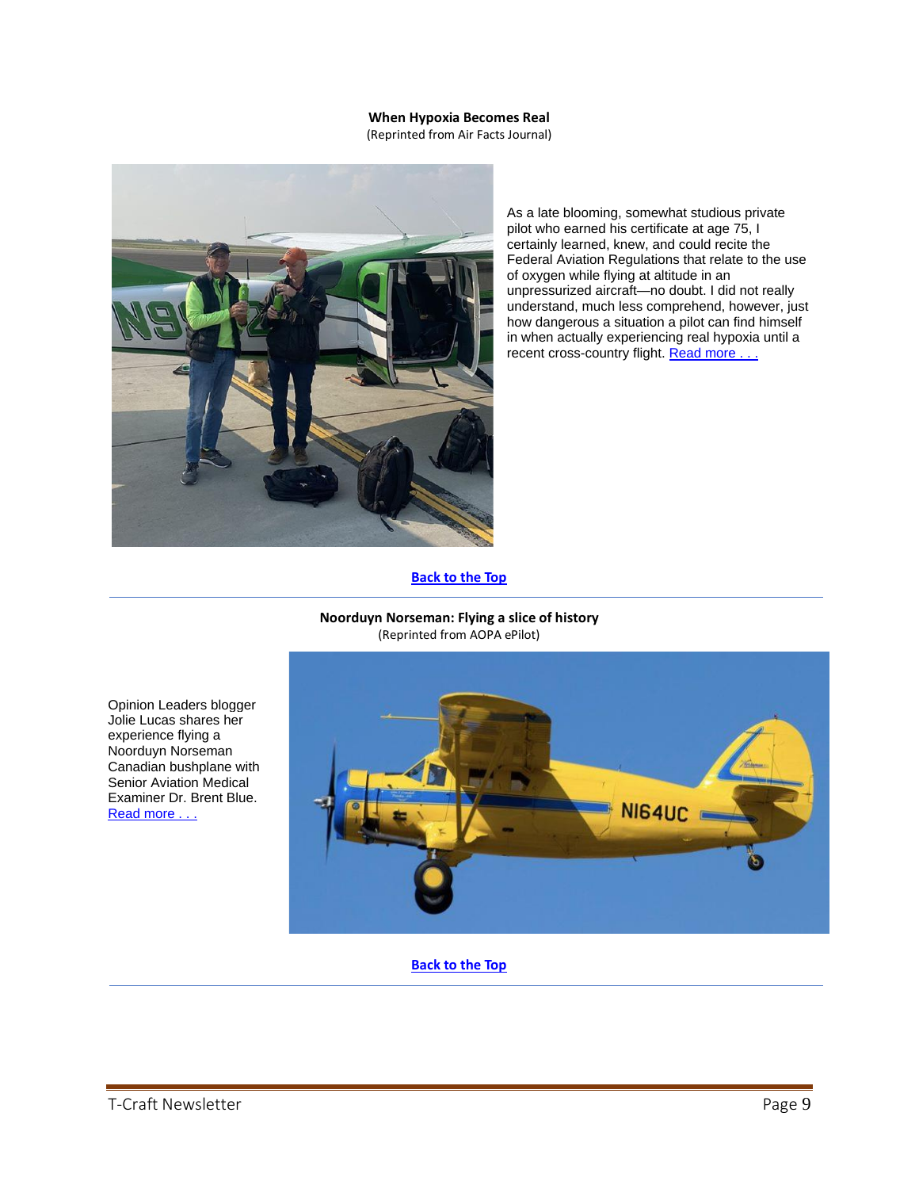**When Hypoxia Becomes Real**
(Reprinted from Air Facts Journal)

As a late blooming, somewhat studious private pilot who earned his certificate at age 75, I certainly learned, knew, and could recite the Federal Aviation Regulations that relate to the use of oxygen while flying at altitude in an unpressurized aircraft—no doubt. I did not really understand, much less comprehend, however, just how dangerous a situation a pilot can find himself in when actually experiencing real hypoxia until a recent cross-country flight. Read more . . .

**Back to the Top**

---

**Noorduyn Norseman: Flying a slice of history**
(Reprinted from AOPA ePilot)

Opinion Leaders blogger Jolie Lucas shares her experience flying a Noorduyn Norseman Canadian bushplane with Senior Aviation Medical Examiner Dr. Brent Blue. Read more . . .

**Back to the Top**

---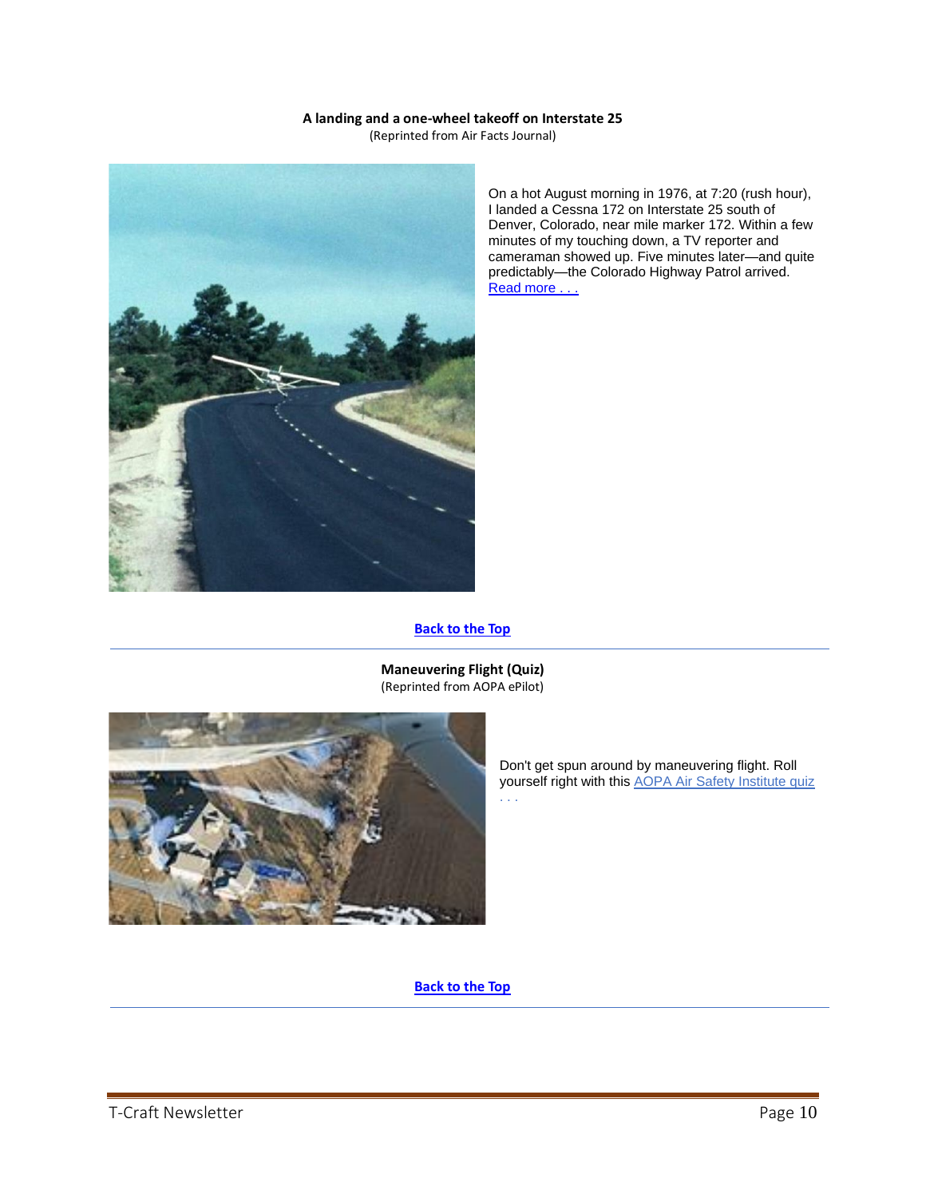**A landing and a one-wheel takeoff on Interstate 25**

(Reprinted from Air Facts Journal)

On a hot August morning in 1976, at 7:20 (rush hour), I landed a Cessna 172 on Interstate 25 south of Denver, Colorado, near mile marker 172. Within a few minutes of my touching down, a TV reporter and cameraman showed up. Five minutes later—and quite predictably—the Colorado Highway Patrol arrived. Read more . . .

**Back to the Top**

---

**Maneuvering Flight (Quiz)**

(Reprinted from AOPA ePilot)

Don't get spun around by maneuvering flight. Roll yourself right with this AOPA Air Safety Institute quiz . . .

**Back to the Top**

---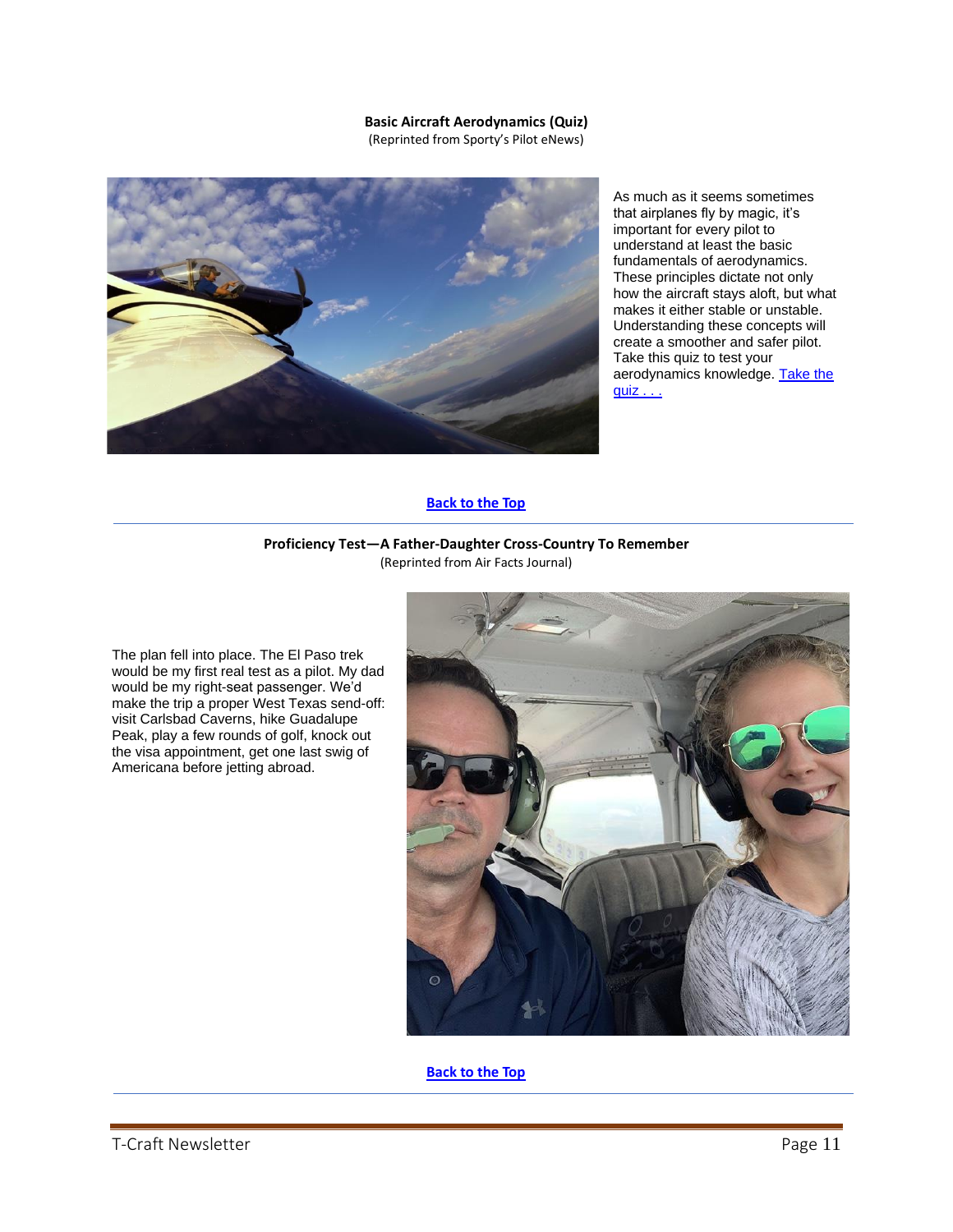**Basic Aircraft Aerodynamics (Quiz)**
(Reprinted from Sporty's Pilot eNews)

As much as it seems sometimes that airplanes fly by magic, it's important for every pilot to understand at least the basic fundamentals of aerodynamics. These principles dictate not only how the aircraft stays aloft, but what makes it either stable or unstable. Understanding these concepts will create a smoother and safer pilot. Take this quiz to test your aerodynamics knowledge. [Take the quiz . . .]()

[Back to the Top]()

---

**Proficiency Test—A Father-Daughter Cross-Country To Remember**
(Reprinted from Air Facts Journal)

The plan fell into place. The El Paso trek would be my first real test as a pilot. My dad would be my right-seat passenger. We'd make the trip a proper West Texas send-off: visit Carlsbad Caverns, hike Guadalupe Peak, play a few rounds of golf, knock out the visa appointment, get one last swig of Americana before jetting abroad.

[Back to the Top]()

---